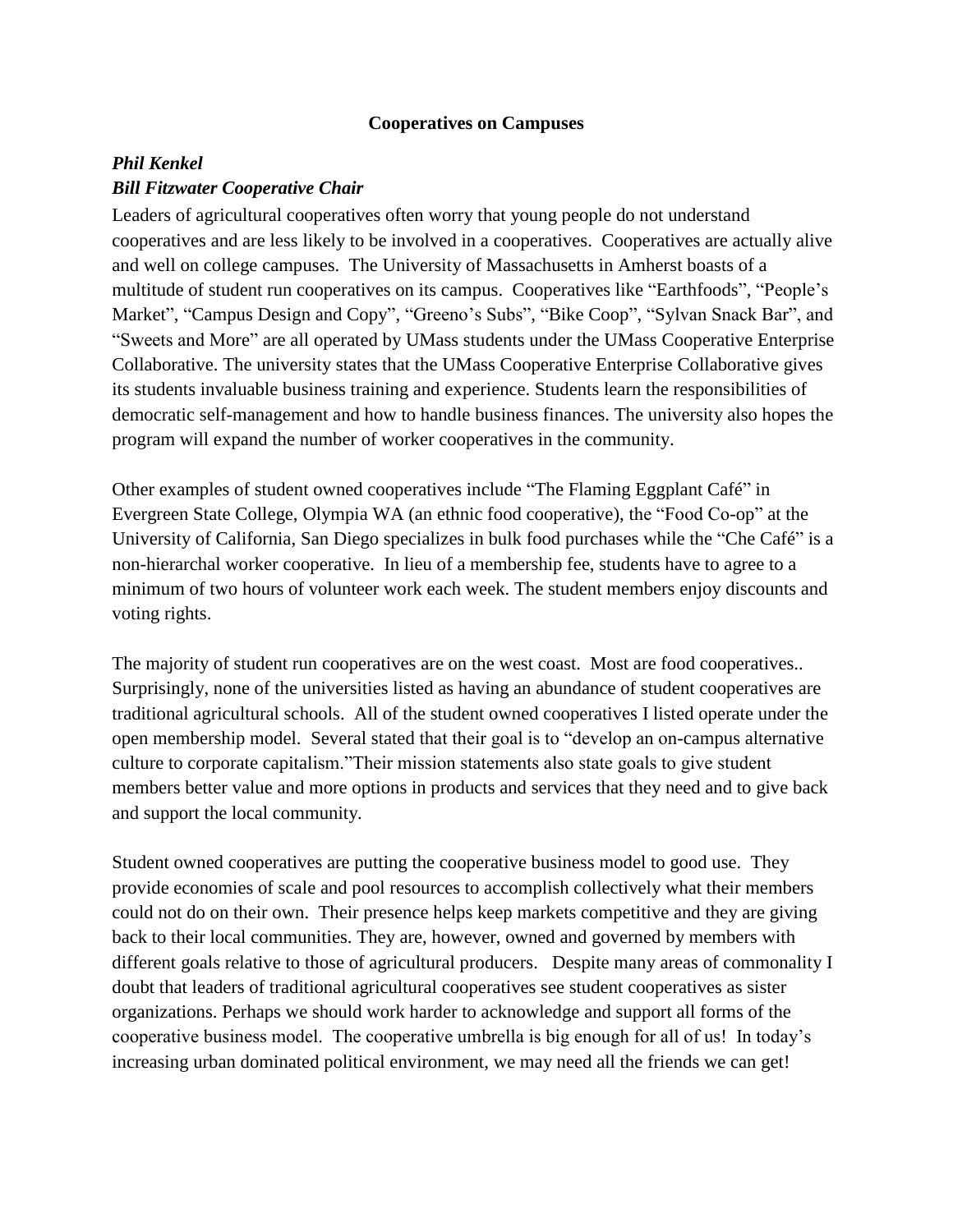**Cooperatives on Campuses**

***Phil Kenkel***

***Bill Fitzwater Cooperative Chair***

Leaders of agricultural cooperatives often worry that young people do not understand cooperatives and are less likely to be involved in a cooperatives. Cooperatives are actually alive and well on college campuses. The University of Massachusetts in Amherst boasts of a multitude of student run cooperatives on its campus. Cooperatives like "Earthfoods", "People's Market", "Campus Design and Copy", "Greeno's Subs", "Bike Coop", "Sylvan Snack Bar", and "Sweets and More" are all operated by UMass students under the UMass Cooperative Enterprise Collaborative. The university states that the UMass Cooperative Enterprise Collaborative gives its students invaluable business training and experience. Students learn the responsibilities of democratic self-management and how to handle business finances. The university also hopes the program will expand the number of worker cooperatives in the community.

Other examples of student owned cooperatives include "The Flaming Eggplant Café" in Evergreen State College, Olympia WA (an ethnic food cooperative), the "Food Co-op" at the University of California, San Diego specializes in bulk food purchases while the "Che Café" is a non-hierarchal worker cooperative. In lieu of a membership fee, students have to agree to a minimum of two hours of volunteer work each week. The student members enjoy discounts and voting rights.

The majority of student run cooperatives are on the west coast. Most are food cooperatives.. Surprisingly, none of the universities listed as having an abundance of student cooperatives are traditional agricultural schools. All of the student owned cooperatives I listed operate under the open membership model. Several stated that their goal is to "develop an on-campus alternative culture to corporate capitalism."Their mission statements also state goals to give student members better value and more options in products and services that they need and to give back and support the local community.

Student owned cooperatives are putting the cooperative business model to good use. They provide economies of scale and pool resources to accomplish collectively what their members could not do on their own. Their presence helps keep markets competitive and they are giving back to their local communities. They are, however, owned and governed by members with different goals relative to those of agricultural producers. Despite many areas of commonality I doubt that leaders of traditional agricultural cooperatives see student cooperatives as sister organizations. Perhaps we should work harder to acknowledge and support all forms of the cooperative business model. The cooperative umbrella is big enough for all of us! In today's increasing urban dominated political environment, we may need all the friends we can get!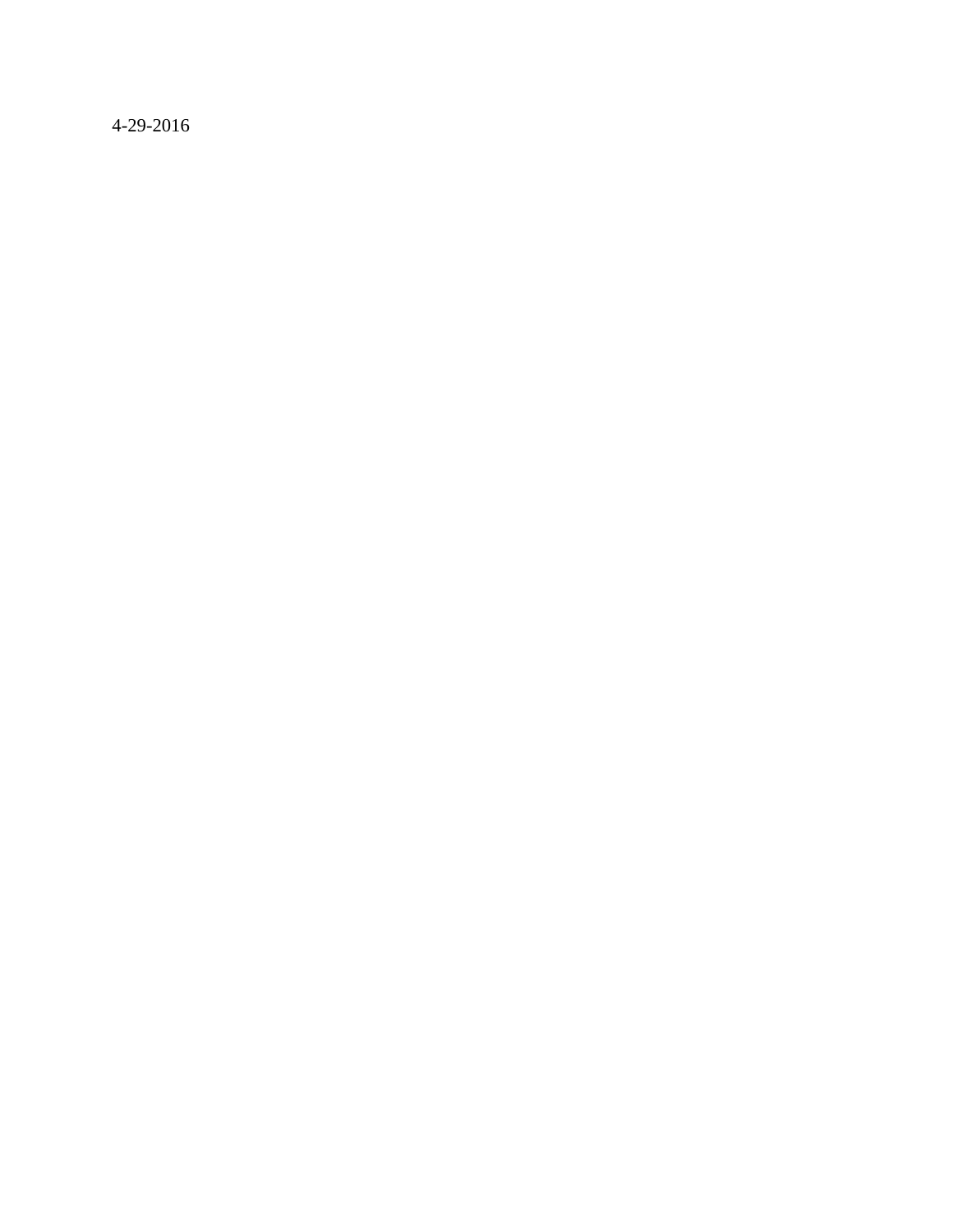4-29-2016